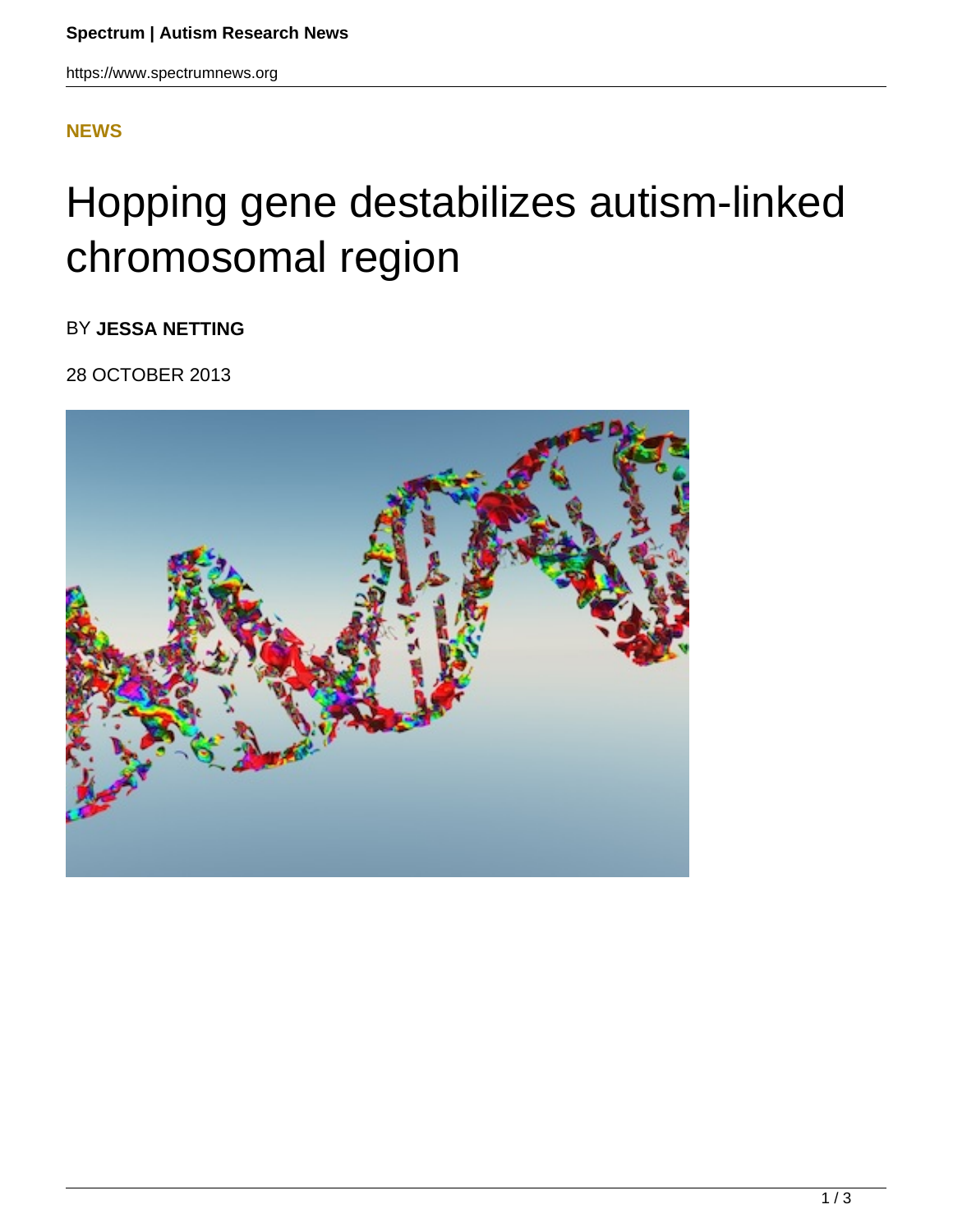NEWS

# Hopping gene destabilizes autism-linked chromosomal region

BY **JESSA NETTING**

28 OCTOBER 2013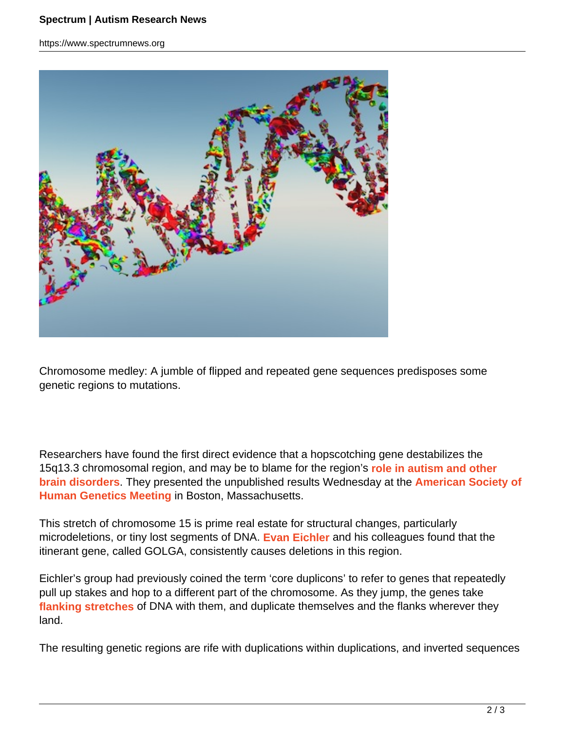Chromosome medley: A jumble of flipped and repeated gene sequences predisposes some genetic regions to mutations.

Researchers have found the first direct evidence that a hopscotching gene destabilizes the 15q13.3 chromosomal region, and may be to blame for the region's **role in autism and other brain disorders**. They presented the unpublished results Wednesday at the **American Society of Human Genetics Meeting** in Boston, Massachusetts.

This stretch of chromosome 15 is prime real estate for structural changes, particularly microdeletions, or tiny lost segments of DNA. **Evan Eichler** and his colleagues found that the itinerant gene, called GOLGA, consistently causes deletions in this region.

Eichler's group had previously coined the term 'core duplicons' to refer to genes that repeatedly pull up stakes and hop to a different part of the chromosome. As they jump, the genes take **flanking stretches** of DNA with them, and duplicate themselves and the flanks wherever they land.

The resulting genetic regions are rife with duplications within duplications, and inverted sequences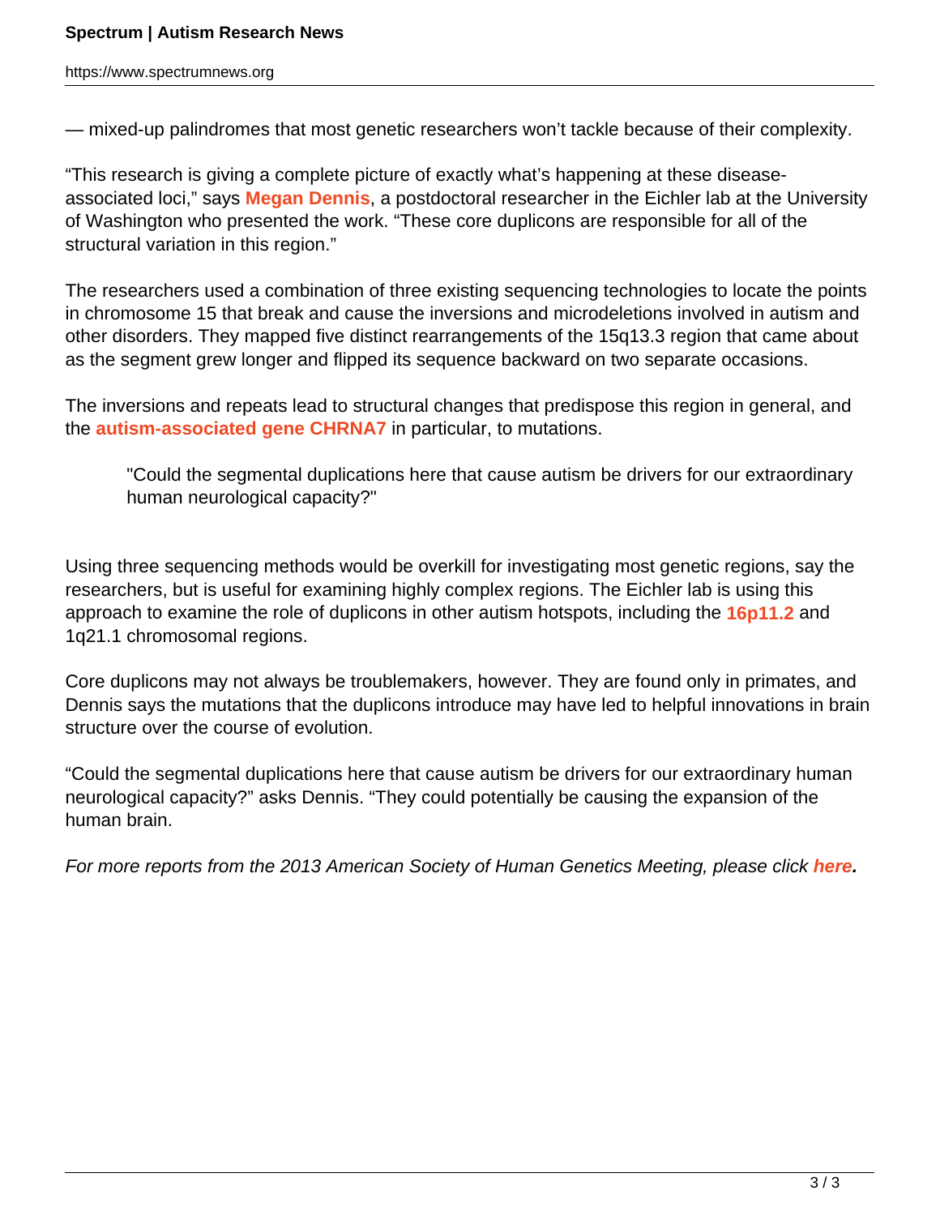— mixed-up palindromes that most genetic researchers won't tackle because of their complexity.

"This research is giving a complete picture of exactly what's happening at these disease-associated loci," says **Megan Dennis**, a postdoctoral researcher in the Eichler lab at the University of Washington who presented the work. "These core duplicons are responsible for all of the structural variation in this region."

The researchers used a combination of three existing sequencing technologies to locate the points in chromosome 15 that break and cause the inversions and microdeletions involved in autism and other disorders. They mapped five distinct rearrangements of the 15q13.3 region that came about as the segment grew longer and flipped its sequence backward on two separate occasions.

The inversions and repeats lead to structural changes that predispose this region in general, and the **autism-associated gene CHRNA7** in particular, to mutations.

> "Could the segmental duplications here that cause autism be drivers for our extraordinary human neurological capacity?"

Using three sequencing methods would be overkill for investigating most genetic regions, say the researchers, but is useful for examining highly complex regions. The Eichler lab is using this approach to examine the role of duplicons in other autism hotspots, including the **16p11.2** and 1q21.1 chromosomal regions.

Core duplicons may not always be troublemakers, however. They are found only in primates, and Dennis says the mutations that the duplicons introduce may have led to helpful innovations in brain structure over the course of evolution.

"Could the segmental duplications here that cause autism be drivers for our extraordinary human neurological capacity?" asks Dennis. "They could potentially be causing the expansion of the human brain.

*For more reports from the 2013 American Society of Human Genetics Meeting, please click* ***here.***